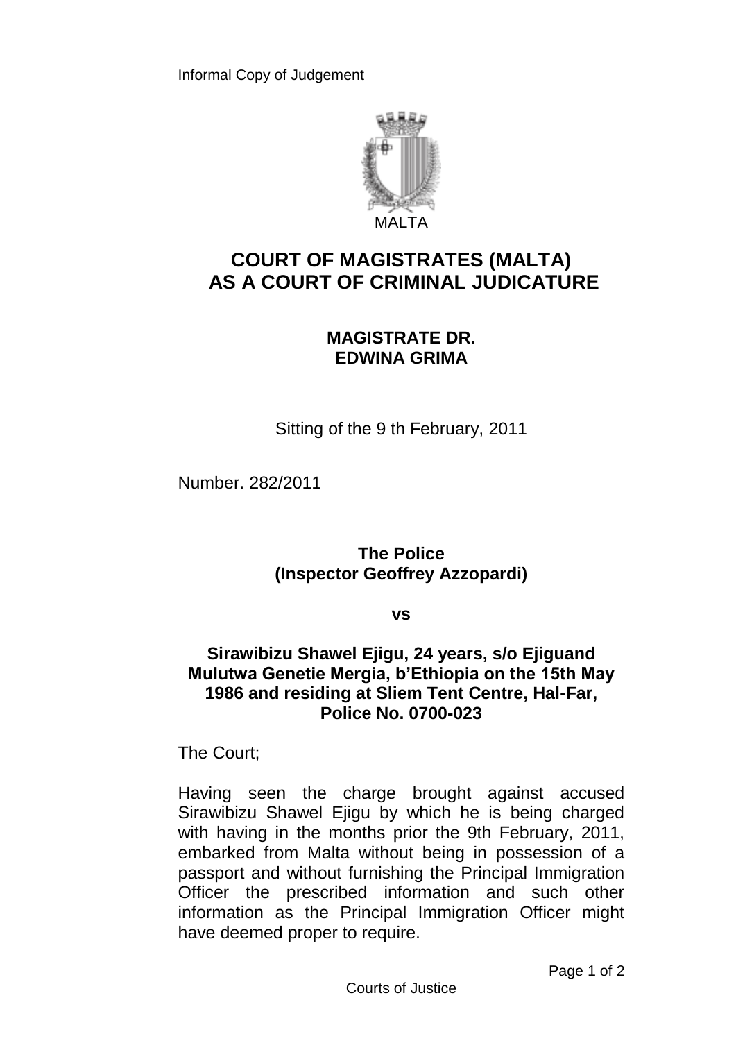Informal Copy of Judgement

MALTA

# COURT OF MAGISTRATES (MALTA) AS A COURT OF CRIMINAL JUDICATURE

## MAGISTRATE DR. EDWINA GRIMA

Sitting of the 9 th February, 2011

Number. 282/2011

**The Police**
**(Inspector Geoffrey Azzopardi)**

**vs**

**Sirawibizu Shawel Ejigu, 24 years, s/o Ejiguand Mulutwa Genetie Mergia, b'Ethiopia on the 15th May 1986 and residing at Sliem Tent Centre, Hal-Far, Police No. 0700-023**

The Court;

Having seen the charge brought against accused Sirawibizu Shawel Ejigu by which he is being charged with having in the months prior the 9th February, 2011, embarked from Malta without being in possession of a passport and without furnishing the Principal Immigration Officer the prescribed information and such other information as the Principal Immigration Officer might have deemed proper to require.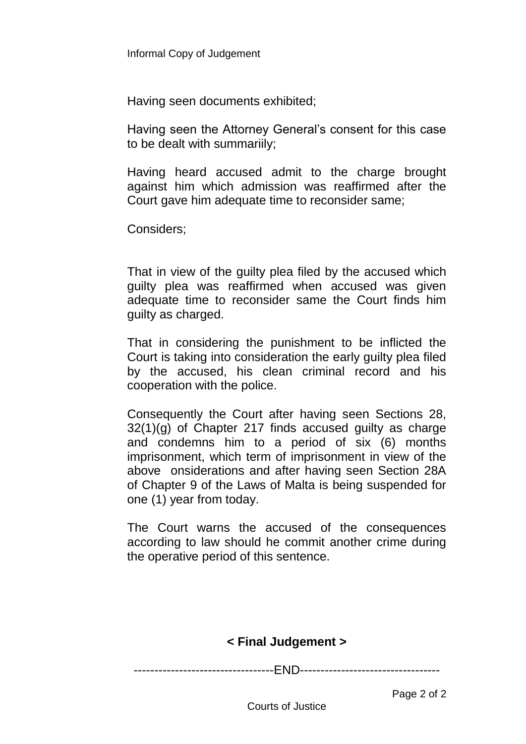Having seen documents exhibited;

Having seen the Attorney General's consent for this case to be dealt with summariily;

Having heard accused admit to the charge brought against him which admission was reaffirmed after the Court gave him adequate time to reconsider same;

Considers;

That in view of the guilty plea filed by the accused which guilty plea was reaffirmed when accused was given adequate time to reconsider same the Court finds him guilty as charged.

That in considering the punishment to be inflicted the Court is taking into consideration the early guilty plea filed by the accused, his clean criminal record and his cooperation with the police.

Consequently the Court after having seen Sections 28, 32(1)(g) of Chapter 217 finds accused guilty as charge and condemns him to a period of six (6) months imprisonment, which term of imprisonment in view of the above onsiderations and after having seen Section 28A of Chapter 9 of the Laws of Malta is being suspended for one (1) year from today.

The Court warns the accused of the consequences according to law should he commit another crime during the operative period of this sentence.

**< Final Judgement >**

---------------------------------END---------------------------------